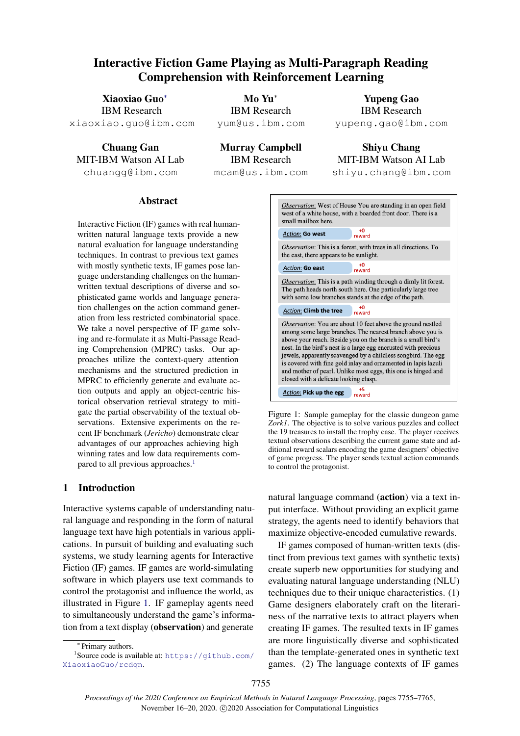# Interactive Fiction Game Playing as Multi-Paragraph Reading Comprehension with Reinforcement Learning

**Xiaoxiao Guo**[*]
IBM Research
xiaoxiao.guo@ibm.com

**Mo Yu**[*]
IBM Research
yum@us.ibm.com

**Yupeng Gao**
IBM Research
yupeng.gao@ibm.com

**Chuang Gan**
MIT-IBM Watson AI Lab
chuangg@ibm.com

**Murray Campbell**
IBM Research
mcam@us.ibm.com

**Shiyu Chang**
MIT-IBM Watson AI Lab
shiyu.chang@ibm.com

## Abstract

Interactive Fiction (IF) games with real human-written natural language texts provide a new natural evaluation for language understanding techniques. In contrast to previous text games with mostly synthetic texts, IF games pose language understanding challenges on the human-written textual descriptions of diverse and sophisticated game worlds and language generation challenges on the action command generation from less restricted combinatorial space. We take a novel perspective of IF game solving and re-formulate it as Multi-Passage Reading Comprehension (MPRC) tasks. Our approaches utilize the context-query attention mechanisms and the structured prediction in MPRC to efficiently generate and evaluate action outputs and apply an object-centric historical observation retrieval strategy to mitigate the partial observability of the textual observations. Extensive experiments on the recent IF benchmark (*Jericho*) demonstrate clear advantages of our approaches achieving high winning rates and low data requirements compared to all previous approaches.[1]

| | |
|---|---|
| *Observation*: West of House You are standing in an open field west of a white house, with a boarded front door. There is a small mailbox here. | |
| *Action*: **Go west** | +0 reward |
| *Observation*: This is a forest, with trees in all directions. To the east, there appears to be sunlight. | |
| *Action*: **Go east** | +0 reward |
| *Observation*: This is a path winding through a dimly lit forest. The path heads north south here. One particularly large tree with some low branches stands at the edge of the path. | |
| *Action*: **Climb the tree** | +0 reward |
| *Observation*: You are about 10 feet above the ground nestled among some large branches. The nearest branch above you is above your reach. Beside you on the branch is a small bird's nest. In the bird's nest is a large egg encrusted with precious jewels, apparently scavenged by a childless songbird. The egg is covered with fine gold inlay and ornamented in lapis lazuli and mother of pearl. Unlike most eggs, this one is hinged and closed with a delicate looking clasp. | |
| *Action*: **Pick up the egg** | +5 reward |

Figure 1: Sample gameplay for the classic dungeon game *Zork1*. The objective is to solve various puzzles and collect the 19 treasures to install the trophy case. The player receives textual observations describing the current game state and additional reward scalars encoding the game designers' objective of game progress. The player sends textual action commands to control the protagonist.

## 1 Introduction

Interactive systems capable of understanding natural language and responding in the form of natural language text have high potentials in various applications. In pursuit of building and evaluating such systems, we study learning agents for Interactive Fiction (IF) games. IF games are world-simulating software in which players use text commands to control the protagonist and influence the world, as illustrated in Figure 1. IF gameplay agents need to simultaneously understand the game's information from a text display (**observation**) and generate natural language command (**action**) via a text input interface. Without providing an explicit game strategy, the agents need to identify behaviors that maximize objective-encoded cumulative rewards.

IF games composed of human-written texts (distinct from previous text games with synthetic texts) create superb new opportunities for studying and evaluating natural language understanding (NLU) techniques due to their unique characteristics. (1) Game designers elaborately craft on the literariness of the narrative texts to attract players when creating IF games. The resulted texts in IF games are more linguistically diverse and sophisticated than the template-generated ones in synthetic text games. (2) The language contexts of IF games

[*] Primary authors.

[1] Source code is available at: https://github.com/XiaoxiaoGuo/rcdqn.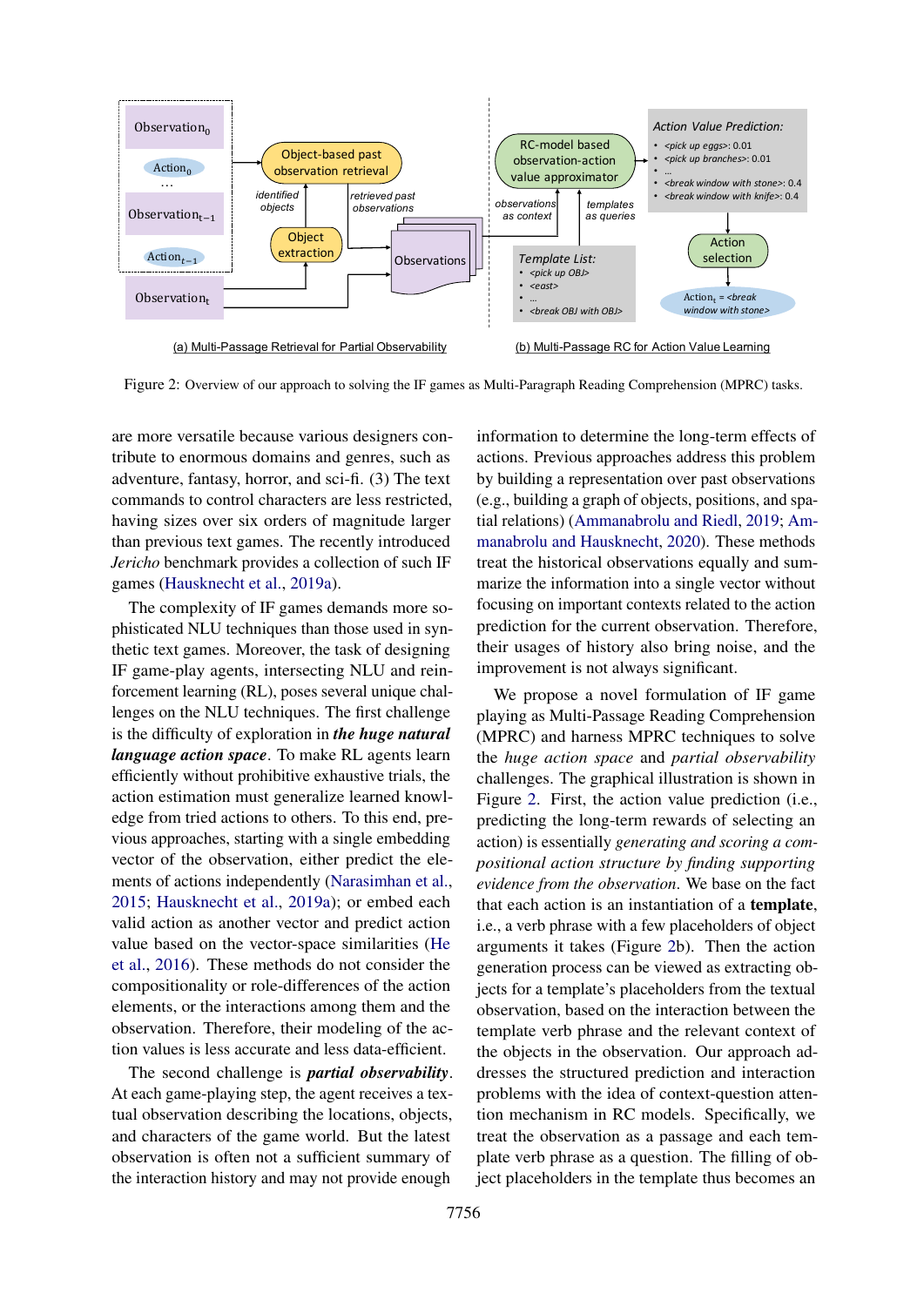Figure 2: Overview of our approach to solving the IF games as Multi-Paragraph Reading Comprehension (MPRC) tasks.

are more versatile because various designers contribute to enormous domains and genres, such as adventure, fantasy, horror, and sci-fi. (3) The text commands to control characters are less restricted, having sizes over six orders of magnitude larger than previous text games. The recently introduced *Jericho* benchmark provides a collection of such IF games (Hausknecht et al., 2019a).

The complexity of IF games demands more sophisticated NLU techniques than those used in synthetic text games. Moreover, the task of designing IF game-play agents, intersecting NLU and reinforcement learning (RL), poses several unique challenges on the NLU techniques. The first challenge is the difficulty of exploration in ***the huge natural language action space***. To make RL agents learn efficiently without prohibitive exhaustive trials, the action estimation must generalize learned knowledge from tried actions to others. To this end, previous approaches, starting with a single embedding vector of the observation, either predict the elements of actions independently (Narasimhan et al., 2015; Hausknecht et al., 2019a); or embed each valid action as another vector and predict action value based on the vector-space similarities (He et al., 2016). These methods do not consider the compositionality or role-differences of the action elements, or the interactions among them and the observation. Therefore, their modeling of the action values is less accurate and less data-efficient.

The second challenge is ***partial observability***. At each game-playing step, the agent receives a textual observation describing the locations, objects, and characters of the game world. But the latest observation is often not a sufficient summary of the interaction history and may not provide enough information to determine the long-term effects of actions. Previous approaches address this problem by building a representation over past observations (e.g., building a graph of objects, positions, and spatial relations) (Ammanabrolu and Riedl, 2019; Ammanabrolu and Hausknecht, 2020). These methods treat the historical observations equally and summarize the information into a single vector without focusing on important contexts related to the action prediction for the current observation. Therefore, their usages of history also bring noise, and the improvement is not always significant.

We propose a novel formulation of IF game playing as Multi-Passage Reading Comprehension (MPRC) and harness MPRC techniques to solve the *huge action space* and *partial observability* challenges. The graphical illustration is shown in Figure 2. First, the action value prediction (i.e., predicting the long-term rewards of selecting an action) is essentially *generating and scoring a compositional action structure by finding supporting evidence from the observation*. We base on the fact that each action is an instantiation of a **template**, i.e., a verb phrase with a few placeholders of object arguments it takes (Figure 2b). Then the action generation process can be viewed as extracting objects for a template's placeholders from the textual observation, based on the interaction between the template verb phrase and the relevant context of the objects in the observation. Our approach addresses the structured prediction and interaction problems with the idea of context-question attention mechanism in RC models. Specifically, we treat the observation as a passage and each template verb phrase as a question. The filling of object placeholders in the template thus becomes an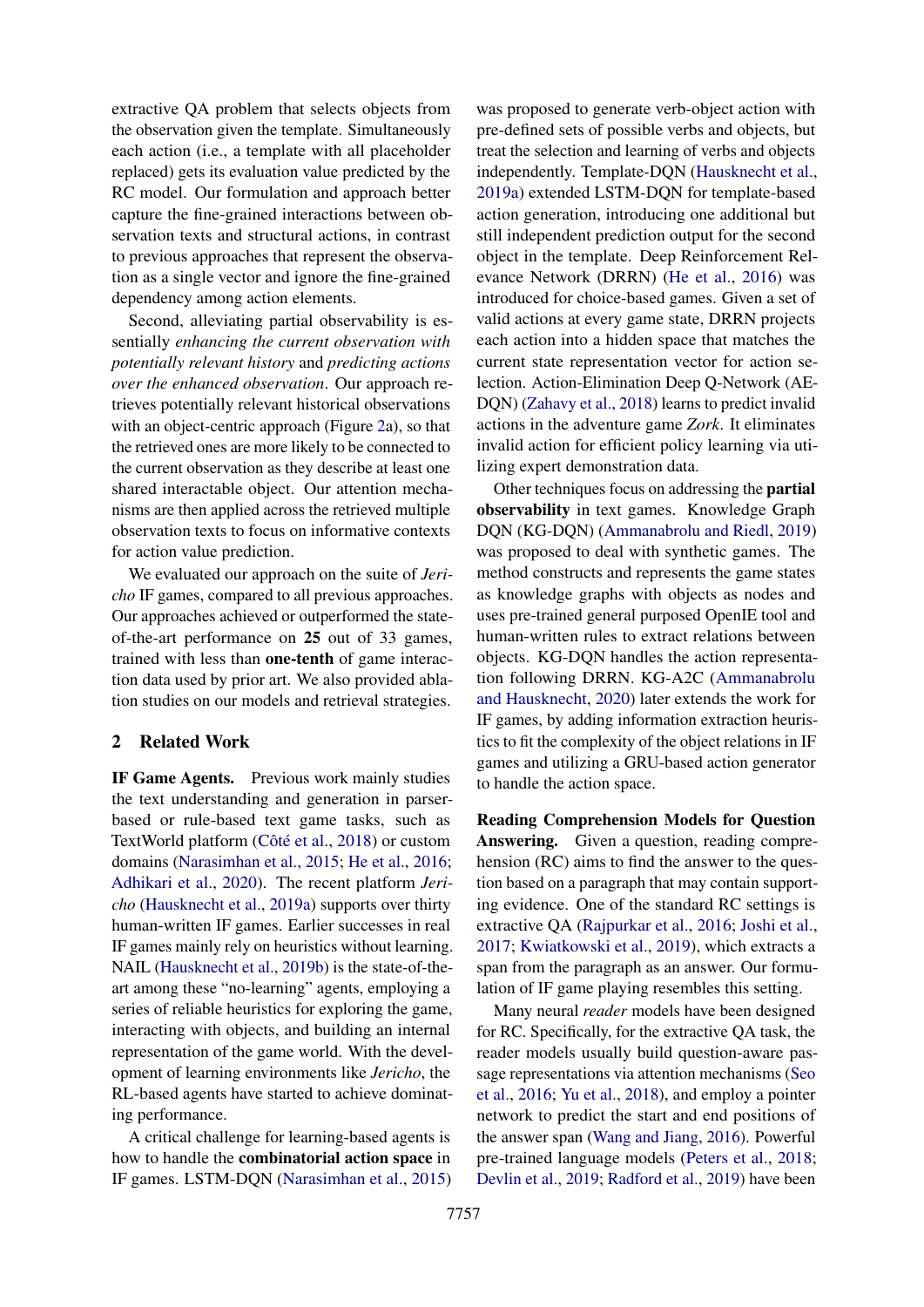extractive QA problem that selects objects from the observation given the template. Simultaneously each action (i.e., a template with all placeholder replaced) gets its evaluation value predicted by the RC model. Our formulation and approach better capture the fine-grained interactions between observation texts and structural actions, in contrast to previous approaches that represent the observation as a single vector and ignore the fine-grained dependency among action elements.

Second, alleviating partial observability is essentially *enhancing the current observation with potentially relevant history* and *predicting actions over the enhanced observation*. Our approach retrieves potentially relevant historical observations with an object-centric approach (Figure 2a), so that the retrieved ones are more likely to be connected to the current observation as they describe at least one shared interactable object. Our attention mechanisms are then applied across the retrieved multiple observation texts to focus on informative contexts for action value prediction.

We evaluated our approach on the suite of *Jericho* IF games, compared to all previous approaches. Our approaches achieved or outperformed the state-of-the-art performance on **25** out of 33 games, trained with less than **one-tenth** of game interaction data used by prior art. We also provided ablation studies on our models and retrieval strategies.

## 2 Related Work

**IF Game Agents.** Previous work mainly studies the text understanding and generation in parser-based or rule-based text game tasks, such as TextWorld platform (Côté et al., 2018) or custom domains (Narasimhan et al., 2015; He et al., 2016; Adhikari et al., 2020). The recent platform *Jericho* (Hausknecht et al., 2019a) supports over thirty human-written IF games. Earlier successes in real IF games mainly rely on heuristics without learning. NAIL (Hausknecht et al., 2019b) is the state-of-the-art among these "no-learning" agents, employing a series of reliable heuristics for exploring the game, interacting with objects, and building an internal representation of the game world. With the development of learning environments like *Jericho*, the RL-based agents have started to achieve dominating performance.

A critical challenge for learning-based agents is how to handle the **combinatorial action space** in IF games. LSTM-DQN (Narasimhan et al., 2015) was proposed to generate verb-object action with pre-defined sets of possible verbs and objects, but treat the selection and learning of verbs and objects independently. Template-DQN (Hausknecht et al., 2019a) extended LSTM-DQN for template-based action generation, introducing one additional but still independent prediction output for the second object in the template. Deep Reinforcement Relevance Network (DRRN) (He et al., 2016) was introduced for choice-based games. Given a set of valid actions at every game state, DRRN projects each action into a hidden space that matches the current state representation vector for action selection. Action-Elimination Deep Q-Network (AE-DQN) (Zahavy et al., 2018) learns to predict invalid actions in the adventure game *Zork*. It eliminates invalid action for efficient policy learning via utilizing expert demonstration data.

Other techniques focus on addressing the **partial observability** in text games. Knowledge Graph DQN (KG-DQN) (Ammanabrolu and Riedl, 2019) was proposed to deal with synthetic games. The method constructs and represents the game states as knowledge graphs with objects as nodes and uses pre-trained general purposed OpenIE tool and human-written rules to extract relations between objects. KG-DQN handles the action representation following DRRN. KG-A2C (Ammanabrolu and Hausknecht, 2020) later extends the work for IF games, by adding information extraction heuristics to fit the complexity of the object relations in IF games and utilizing a GRU-based action generator to handle the action space.

**Reading Comprehension Models for Question Answering.** Given a question, reading comprehension (RC) aims to find the answer to the question based on a paragraph that may contain supporting evidence. One of the standard RC settings is extractive QA (Rajpurkar et al., 2016; Joshi et al., 2017; Kwiatkowski et al., 2019), which extracts a span from the paragraph as an answer. Our formulation of IF game playing resembles this setting.

Many neural *reader* models have been designed for RC. Specifically, for the extractive QA task, the reader models usually build question-aware passage representations via attention mechanisms (Seo et al., 2016; Yu et al., 2018), and employ a pointer network to predict the start and end positions of the answer span (Wang and Jiang, 2016). Powerful pre-trained language models (Peters et al., 2018; Devlin et al., 2019; Radford et al., 2019) have been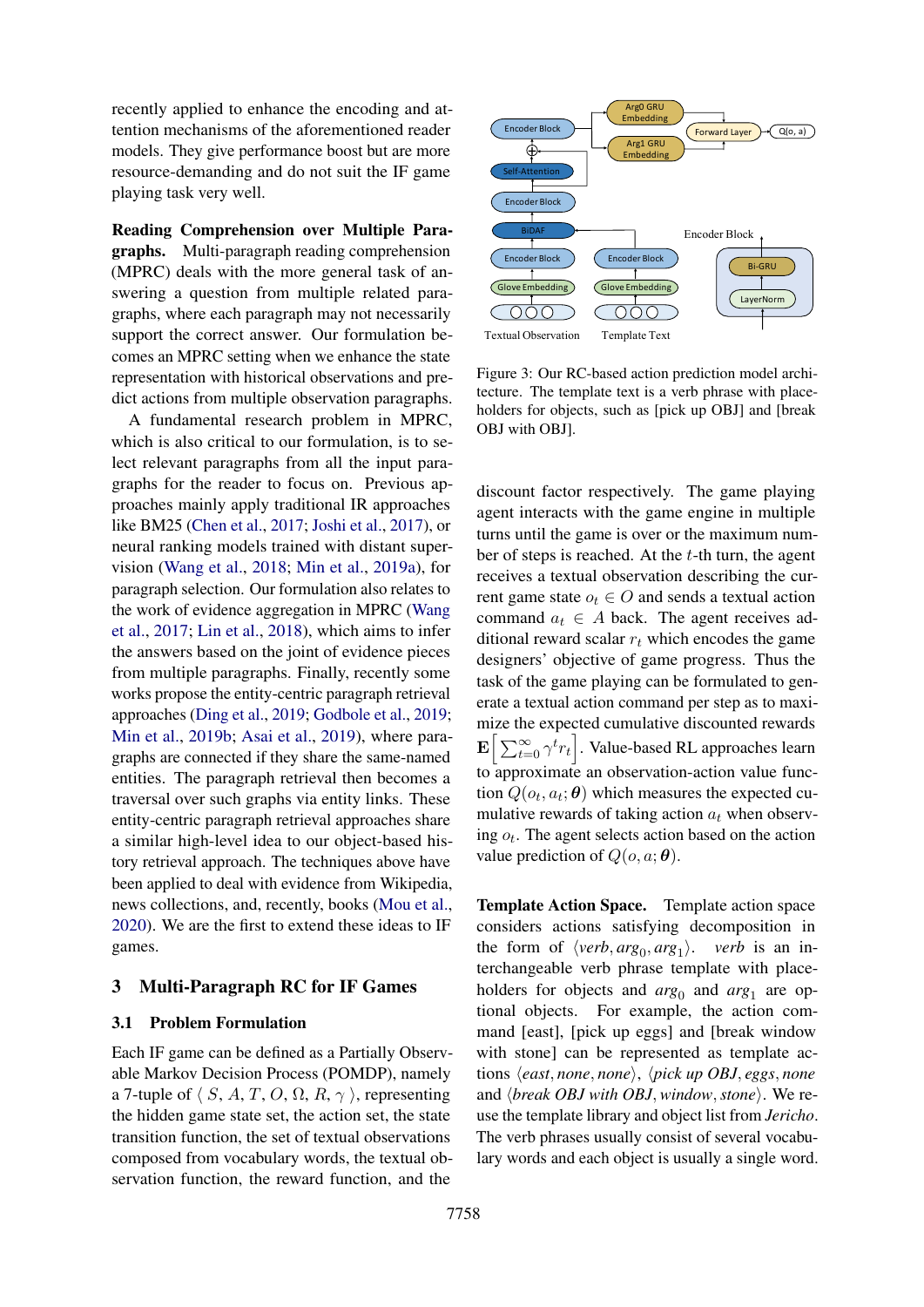recently applied to enhance the encoding and attention mechanisms of the aforementioned reader models. They give performance boost but are more resource-demanding and do not suit the IF game playing task very well.

**Reading Comprehension over Multiple Paragraphs.** Multi-paragraph reading comprehension (MPRC) deals with the more general task of answering a question from multiple related paragraphs, where each paragraph may not necessarily support the correct answer. Our formulation becomes an MPRC setting when we enhance the state representation with historical observations and predict actions from multiple observation paragraphs.

A fundamental research problem in MPRC, which is also critical to our formulation, is to select relevant paragraphs from all the input paragraphs for the reader to focus on. Previous approaches mainly apply traditional IR approaches like BM25 (Chen et al., 2017; Joshi et al., 2017), or neural ranking models trained with distant supervision (Wang et al., 2018; Min et al., 2019a), for paragraph selection. Our formulation also relates to the work of evidence aggregation in MPRC (Wang et al., 2017; Lin et al., 2018), which aims to infer the answers based on the joint of evidence pieces from multiple paragraphs. Finally, recently some works propose the entity-centric paragraph retrieval approaches (Ding et al., 2019; Godbole et al., 2019; Min et al., 2019b; Asai et al., 2019), where paragraphs are connected if they share the same-named entities. The paragraph retrieval then becomes a traversal over such graphs via entity links. These entity-centric paragraph retrieval approaches share a similar high-level idea to our object-based history retrieval approach. The techniques above have been applied to deal with evidence from Wikipedia, news collections, and, recently, books (Mou et al., 2020). We are the first to extend these ideas to IF games.

## 3 Multi-Paragraph RC for IF Games

### 3.1 Problem Formulation

Each IF game can be defined as a Partially Observable Markov Decision Process (POMDP), namely a 7-tuple of $\langle S, A, T, O, \Omega, R, \gamma \rangle$, representing the hidden game state set, the action set, the state transition function, the set of textual observations composed from vocabulary words, the textual observation function, the reward function, and the discount factor respectively. The game playing agent interacts with the game engine in multiple turns until the game is over or the maximum number of steps is reached. At the $t$-th turn, the agent receives a textual observation describing the current game state $o_t \in O$ and sends a textual action command $a_t \in A$ back. The agent receives additional reward scalar $r_t$ which encodes the game designers' objective of game progress. Thus the task of the game playing can be formulated to generate a textual action command per step as to maximize the expected cumulative discounted rewards $\mathbf{E}\left[\sum_{t=0}^{\infty} \gamma^t r_t\right]$. Value-based RL approaches learn to approximate an observation-action value function $Q(o_t, a_t; \boldsymbol{\theta})$ which measures the expected cumulative rewards of taking action $a_t$ when observing $o_t$. The agent selects action based on the action value prediction of $Q(o, a; \boldsymbol{\theta})$.

Figure 3: Our RC-based action prediction model architecture. The template text is a verb phrase with placeholders for objects, such as [pick up OBJ] and [break OBJ with OBJ].

**Template Action Space.** Template action space considers actions satisfying decomposition in the form of $\langle verb, arg_0, arg_1 \rangle$. *verb* is an interchangeable verb phrase template with placeholders for objects and $arg_0$ and $arg_1$ are optional objects. For example, the action command [east], [pick up eggs] and [break window with stone] can be represented as template actions $\langle east, none, none \rangle$, $\langle pick\ up\ OBJ, eggs, none \rangle$ and $\langle break\ OBJ\ with\ OBJ, window, stone \rangle$. We reuse the template library and object list from *Jericho*. The verb phrases usually consist of several vocabulary words and each object is usually a single word.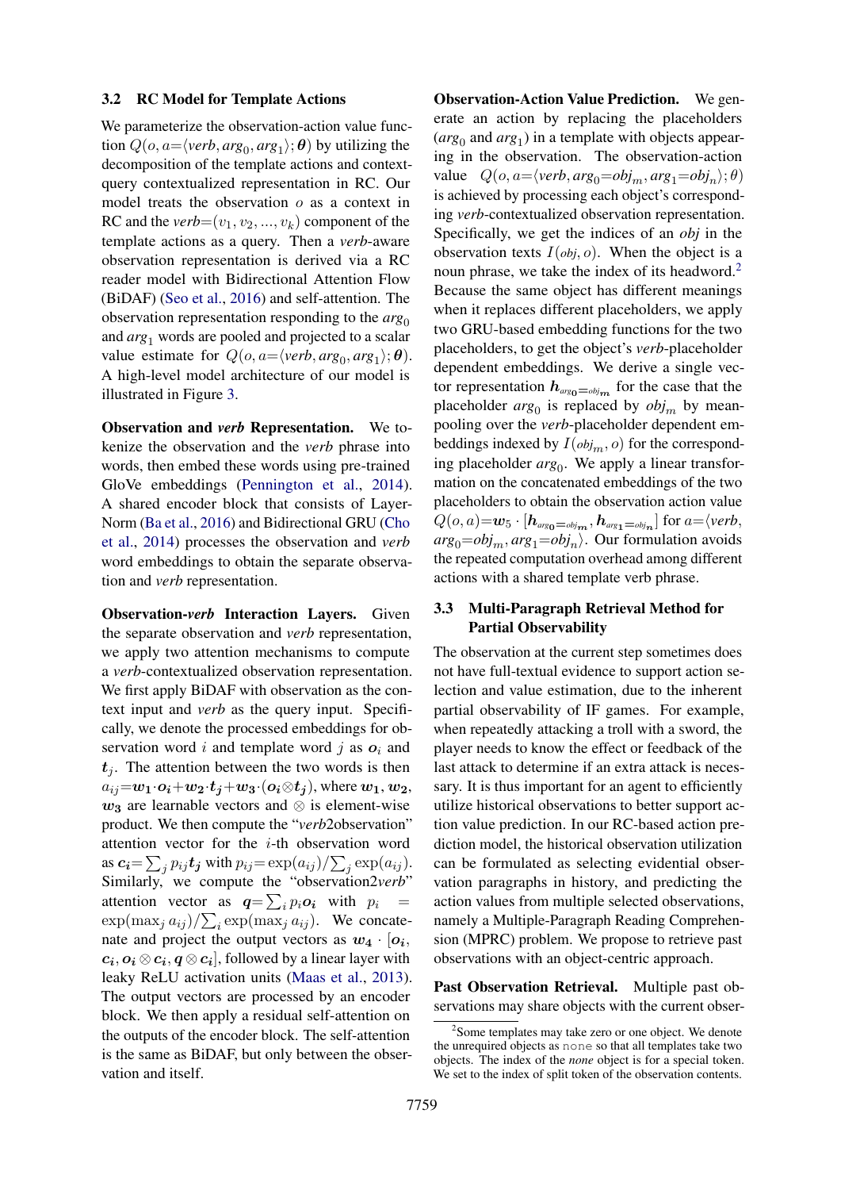### 3.2 RC Model for Template Actions

We parameterize the observation-action value function $Q(o, a{=}\langle verb, arg_0, arg_1\rangle; \boldsymbol{\theta})$ by utilizing the decomposition of the template actions and context-query contextualized representation in RC. Our model treats the observation $o$ as a context in RC and the $verb{=}(v_1, v_2, ..., v_k)$ component of the template actions as a query. Then a *verb*-aware observation representation is derived via a RC reader model with Bidirectional Attention Flow (BiDAF) (Seo et al., 2016) and self-attention. The observation representation responding to the $arg_0$ and $arg_1$ words are pooled and projected to a scalar value estimate for $Q(o, a{=}\langle verb, arg_0, arg_1\rangle; \boldsymbol{\theta})$. A high-level model architecture of our model is illustrated in Figure 3.

**Observation and *verb* Representation.** We tokenize the observation and the *verb* phrase into words, then embed these words using pre-trained GloVe embeddings (Pennington et al., 2014). A shared encoder block that consists of LayerNorm (Ba et al., 2016) and Bidirectional GRU (Cho et al., 2014) processes the observation and *verb* word embeddings to obtain the separate observation and *verb* representation.

**Observation-*verb* Interaction Layers.** Given the separate observation and *verb* representation, we apply two attention mechanisms to compute a *verb*-contextualized observation representation. We first apply BiDAF with observation as the context input and *verb* as the query input. Specifically, we denote the processed embeddings for observation word $i$ and template word $j$ as $\boldsymbol{o_i}$ and $\boldsymbol{t_j}$. The attention between the two words is then $a_{ij}{=}\boldsymbol{w_1}{\cdot}\boldsymbol{o_i}{+}\boldsymbol{w_2}{\cdot}\boldsymbol{t_j}{+}\boldsymbol{w_3}{\cdot}(\boldsymbol{o_i}{\otimes}\boldsymbol{t_j})$, where $\boldsymbol{w_1}$, $\boldsymbol{w_2}$, $\boldsymbol{w_3}$ are learnable vectors and $\otimes$ is element-wise product. We then compute the "*verb*2observation" attention vector for the $i$-th observation word as $\boldsymbol{c_i}{=}\sum_j p_{ij}\boldsymbol{t_j}$ with $p_{ij}{=}\exp(a_{ij})/\sum_j \exp(a_{ij})$. Similarly, we compute the "observation2*verb*" attention vector as $\boldsymbol{q}{=}\sum_i p_i\boldsymbol{o_i}$ with $p_i = \exp(\max_j a_{ij})/\sum_i \exp(\max_j a_{ij})$. We concatenate and project the output vectors as $\boldsymbol{w_4} \cdot [\boldsymbol{o_i}, \boldsymbol{c_i}, \boldsymbol{o_i}\otimes\boldsymbol{c_i}, \boldsymbol{q}\otimes\boldsymbol{c_i}]$, followed by a linear layer with leaky ReLU activation units (Maas et al., 2013). The output vectors are processed by an encoder block. We then apply a residual self-attention on the outputs of the encoder block. The self-attention is the same as BiDAF, but only between the observation and itself.

**Observation-Action Value Prediction.** We generate an action by replacing the placeholders ($arg_0$ and $arg_1$) in a template with objects appearing in the observation. The observation-action value $Q(o, a{=}\langle verb, arg_0{=}obj_m, arg_1{=}obj_n\rangle; \theta)$ is achieved by processing each object's corresponding *verb*-contextualized observation representation. Specifically, we get the indices of an *obj* in the observation texts $I(obj, o)$. When the object is a noun phrase, we take the index of its headword.[2] Because the same object has different meanings when it replaces different placeholders, we apply two GRU-based embedding functions for the two placeholders, to get the object's *verb*-placeholder dependent embeddings. We derive a single vector representation $\boldsymbol{h}_{arg_0=obj_m}$ for the case that the placeholder $arg_0$ is replaced by $obj_m$ by mean-pooling over the *verb*-placeholder dependent embeddings indexed by $I(obj_m, o)$ for the corresponding placeholder $arg_0$. We apply a linear transformation on the concatenated embeddings of the two placeholders to obtain the observation action value $Q(o, a){=}\boldsymbol{w_5} \cdot [\boldsymbol{h}_{arg_0=obj_m}, \boldsymbol{h}_{arg_1=obj_n}]$ for $a{=}\langle verb, arg_0{=}obj_m, arg_1{=}obj_n\rangle$. Our formulation avoids the repeated computation overhead among different actions with a shared template verb phrase.

### 3.3 Multi-Paragraph Retrieval Method for Partial Observability

The observation at the current step sometimes does not have full-textual evidence to support action selection and value estimation, due to the inherent partial observability of IF games. For example, when repeatedly attacking a troll with a sword, the player needs to know the effect or feedback of the last attack to determine if an extra attack is necessary. It is thus important for an agent to efficiently utilize historical observations to better support action value prediction. In our RC-based action prediction model, the historical observation utilization can be formulated as selecting evidential observation paragraphs in history, and predicting the action values from multiple selected observations, namely a Multiple-Paragraph Reading Comprehension (MPRC) problem. We propose to retrieve past observations with an object-centric approach.

**Past Observation Retrieval.** Multiple past observations may share objects with the current obser-

[2] Some templates may take zero or one object. We denote the unrequired objects as `none` so that all templates take two objects. The index of the *none* object is for a special token. We set to the index of split token of the observation contents.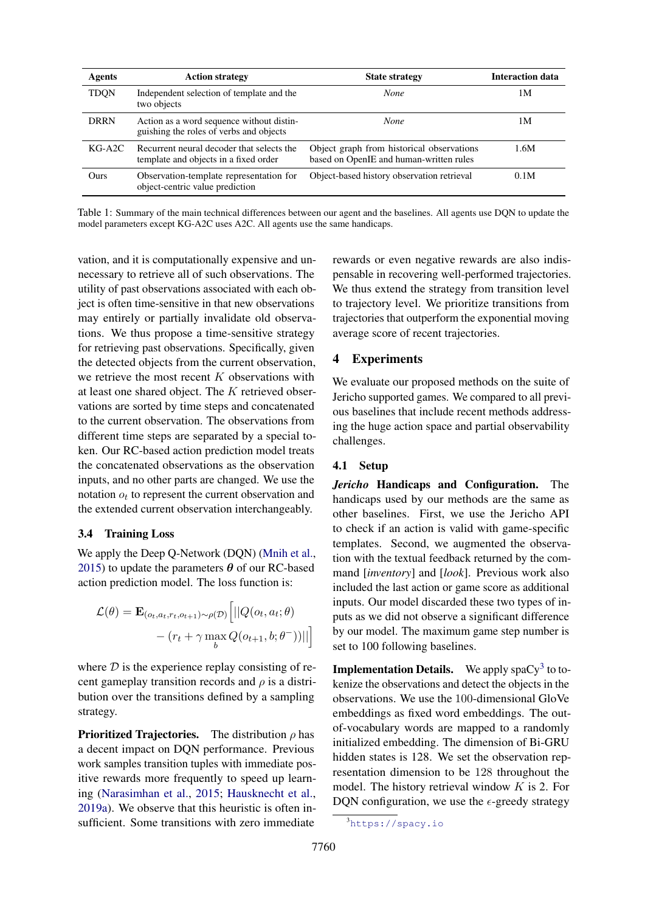| Agents | Action strategy | State strategy | Interaction data |
|---|---|---|---|
| TDQN | Independent selection of template and the two objects | *None* | 1M |
| DRRN | Action as a word sequence without distinguishing the roles of verbs and objects | *None* | 1M |
| KG-A2C | Recurrent neural decoder that selects the template and objects in a fixed order | Object graph from historical observations based on OpenIE and human-written rules | 1.6M |
| Ours | Observation-template representation for object-centric value prediction | Object-based history observation retrieval | 0.1M |

Table 1: Summary of the main technical differences between our agent and the baselines. All agents use DQN to update the model parameters except KG-A2C uses A2C. All agents use the same handicaps.

vation, and it is computationally expensive and unnecessary to retrieve all of such observations. The utility of past observations associated with each object is often time-sensitive in that new observations may entirely or partially invalidate old observations. We thus propose a time-sensitive strategy for retrieving past observations. Specifically, given the detected objects from the current observation, we retrieve the most recent $K$ observations with at least one shared object. The $K$ retrieved observations are sorted by time steps and concatenated to the current observation. The observations from different time steps are separated by a special token. Our RC-based action prediction model treats the concatenated observations as the observation inputs, and no other parts are changed. We use the notation $o_t$ to represent the current observation and the extended current observation interchangeably.

### 3.4 Training Loss

We apply the Deep Q-Network (DQN) (Mnih et al., 2015) to update the parameters $\boldsymbol{\theta}$ of our RC-based action prediction model. The loss function is:

$$\mathcal{L}(\theta) = \mathbf{E}_{(o_t,a_t,r_t,o_{t+1})\sim\rho(\mathcal{D})}\Big[||Q(o_t,a_t;\theta) - (r_t + \gamma \max_b Q(o_{t+1},b;\theta^-))||\Big]$$

where $\mathcal{D}$ is the experience replay consisting of recent gameplay transition records and $\rho$ is a distribution over the transitions defined by a sampling strategy.

**Prioritized Trajectories.** The distribution $\rho$ has a decent impact on DQN performance. Previous work samples transition tuples with immediate positive rewards more frequently to speed up learning (Narasimhan et al., 2015; Hausknecht et al., 2019a). We observe that this heuristic is often insufficient. Some transitions with zero immediate rewards or even negative rewards are also indispensable in recovering well-performed trajectories. We thus extend the strategy from transition level to trajectory level. We prioritize transitions from trajectories that outperform the exponential moving average score of recent trajectories.

## 4 Experiments

We evaluate our proposed methods on the suite of Jericho supported games. We compared to all previous baselines that include recent methods addressing the huge action space and partial observability challenges.

### 4.1 Setup

***Jericho* Handicaps and Configuration.** The handicaps used by our methods are the same as other baselines. First, we use the Jericho API to check if an action is valid with game-specific templates. Second, we augmented the observation with the textual feedback returned by the command [*inventory*] and [*look*]. Previous work also included the last action or game score as additional inputs. Our model discarded these two types of inputs as we did not observe a significant difference by our model. The maximum game step number is set to 100 following baselines.

**Implementation Details.** We apply spaCy[3] to tokenize the observations and detect the objects in the observations. We use the 100-dimensional GloVe embeddings as fixed word embeddings. The out-of-vocabulary words are mapped to a randomly initialized embedding. The dimension of Bi-GRU hidden states is 128. We set the observation representation dimension to be 128 throughout the model. The history retrieval window $K$ is 2. For DQN configuration, we use the $\epsilon$-greedy strategy

[3] https://spacy.io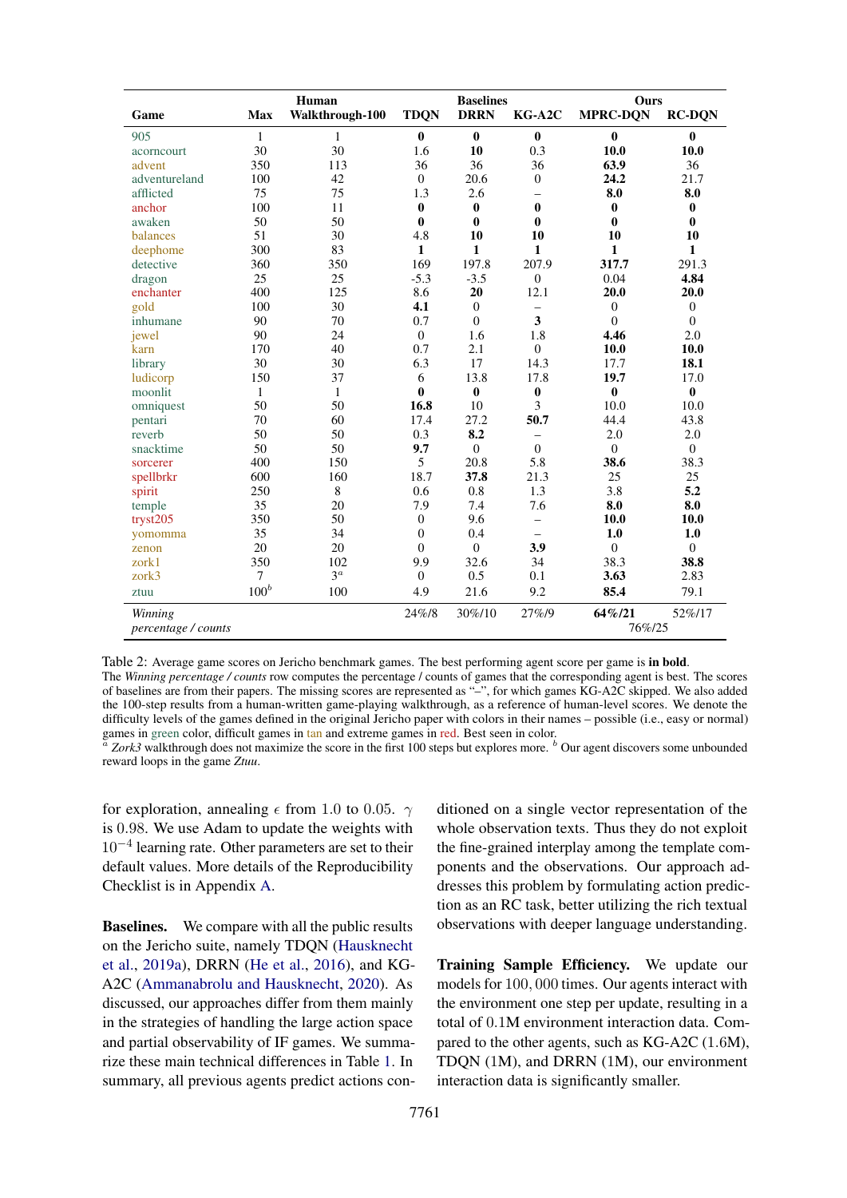| Game | Max | Human Walkthrough-100 | Baselines TDQN | DRRN | KG-A2C | Ours MPRC-DQN | RC-DQN |
|---|---|---|---|---|---|---|---|
| 905 | 1 | 1 | **0** | **0** | **0** | **0** | **0** |
| acorncourt | 30 | 30 | 1.6 | **10** | 0.3 | **10.0** | **10.0** |
| advent | 350 | 113 | 36 | 36 | 36 | **63.9** | 36 |
| adventureland | 100 | 42 | 0 | 20.6 | 0 | **24.2** | 21.7 |
| afflicted | 75 | 75 | 1.3 | 2.6 | – | **8.0** | **8.0** |
| anchor | 100 | 11 | **0** | **0** | **0** | **0** | **0** |
| awaken | 50 | 50 | **0** | **0** | **0** | **0** | **0** |
| balances | 51 | 30 | 4.8 | **10** | **10** | **10** | **10** |
| deephome | 300 | 83 | **1** | **1** | **1** | **1** | **1** |
| detective | 360 | 350 | 169 | 197.8 | 207.9 | **317.7** | 291.3 |
| dragon | 25 | 25 | -5.3 | -3.5 | 0 | 0.04 | **4.84** |
| enchanter | 400 | 125 | 8.6 | **20** | 12.1 | **20.0** | **20.0** |
| gold | 100 | 30 | **4.1** | 0 | – | 0 | 0 |
| inhumane | 90 | 70 | 0.7 | 0 | **3** | 0 | 0 |
| jewel | 90 | 24 | 0 | 1.6 | 1.8 | **4.46** | 2.0 |
| karn | 170 | 40 | 0.7 | 2.1 | 0 | **10.0** | **10.0** |
| library | 30 | 30 | 6.3 | 17 | 14.3 | 17.7 | **18.1** |
| ludicorp | 150 | 37 | 6 | 13.8 | 17.8 | **19.7** | 17.0 |
| moonlit | 1 | 1 | **0** | **0** | **0** | **0** | **0** |
| omniquest | 50 | 50 | **16.8** | 10 | 3 | 10.0 | 10.0 |
| pentari | 70 | 60 | 17.4 | 27.2 | **50.7** | 44.4 | 43.8 |
| reverb | 50 | 50 | 0.3 | **8.2** | – | 2.0 | 2.0 |
| snacktime | 50 | 50 | **9.7** | 0 | 0 | 0 | 0 |
| sorcerer | 400 | 150 | 5 | 20.8 | 5.8 | **38.6** | 38.3 |
| spellbrkr | 600 | 160 | 18.7 | **37.8** | 21.3 | 25 | 25 |
| spirit | 250 | 8 | 0.6 | 0.8 | 1.3 | 3.8 | **5.2** |
| temple | 35 | 20 | 7.9 | 7.4 | 7.6 | **8.0** | **8.0** |
| tryst205 | 350 | 50 | 0 | 9.6 | – | **10.0** | **10.0** |
| yomomma | 35 | 34 | 0 | 0.4 | – | **1.0** | **1.0** |
| zenon | 20 | 20 | 0 | 0 | **3.9** | 0 | 0 |
| zork1 | 350 | 102 | 9.9 | 32.6 | 34 | 38.3 | **38.8** |
| zork3 | 7 | 3[a] | 0 | 0.5 | 0.1 | **3.63** | 2.83 |
| ztuu | 100[b] | 100 | 4.9 | 21.6 | 9.2 | **85.4** | 79.1 |
| *Winning percentage / counts* | | | 24%/8 | 30%/10 | 27%/9 | **64%/21** | 52%/17 |
| | | | | | | 76%/25 | |

Table 2: Average game scores on Jericho benchmark games. The best performing agent score per game is **in bold**. The *Winning percentage / counts* row computes the percentage / counts of games that the corresponding agent is best. The scores of baselines are from their papers. The missing scores are represented as "–", for which games KG-A2C skipped. We also added the 100-step results from a human-written game-playing walkthrough, as a reference of human-level scores. We denote the difficulty levels of the games defined in the original Jericho paper with colors in their names – possible (i.e., easy or normal) games in green color, difficult games in tan and extreme games in red. Best seen in color.
[a] *Zork3* walkthrough does not maximize the score in the first 100 steps but explores more. [b] Our agent discovers some unbounded reward loops in the game *Ztuu*.

for exploration, annealing $\epsilon$ from 1.0 to 0.05. $\gamma$ is 0.98. We use Adam to update the weights with $10^{-4}$ learning rate. Other parameters are set to their default values. More details of the Reproducibility Checklist is in Appendix A.

**Baselines.** We compare with all the public results on the Jericho suite, namely TDQN (Hausknecht et al., 2019a), DRRN (He et al., 2016), and KG-A2C (Ammanabrolu and Hausknecht, 2020). As discussed, our approaches differ from them mainly in the strategies of handling the large action space and partial observability of IF games. We summarize these main technical differences in Table 1. In summary, all previous agents predict actions conditioned on a single vector representation of the whole observation texts. Thus they do not exploit the fine-grained interplay among the template components and the observations. Our approach addresses this problem by formulating action prediction as an RC task, better utilizing the rich textual observations with deeper language understanding.

**Training Sample Efficiency.** We update our models for 100,000 times. Our agents interact with the environment one step per update, resulting in a total of 0.1M environment interaction data. Compared to the other agents, such as KG-A2C (1.6M), TDQN (1M), and DRRN (1M), our environment interaction data is significantly smaller.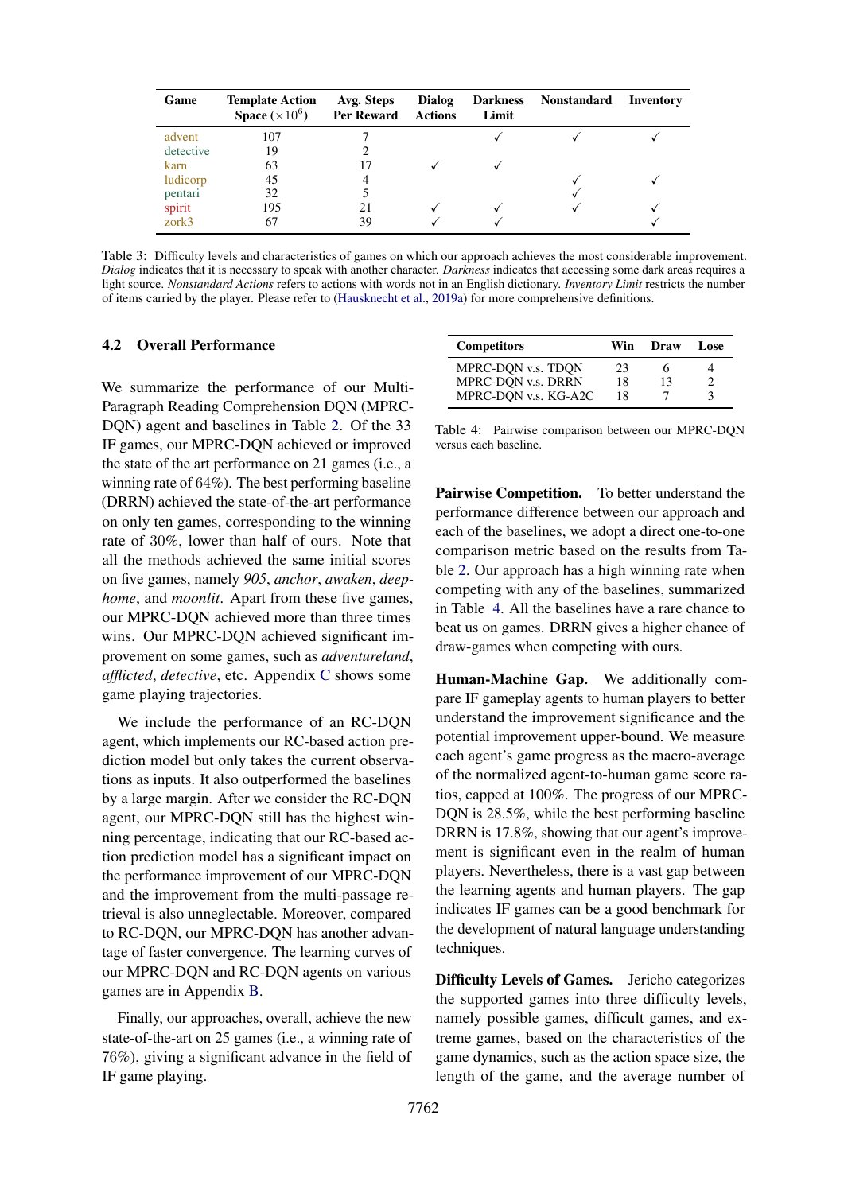| Game | Template Action Space ($\times 10^6$) | Avg. Steps Per Reward | Dialog Actions | Darkness Limit | Nonstandard | Inventory |
|---|---|---|---|---|---|---|
| advent | 107 | 7 | | ✓ | ✓ | ✓ |
| detective | 19 | 2 | | | | |
| karn | 63 | 17 | ✓ | ✓ | | |
| ludicorp | 45 | 4 | | | ✓ | ✓ |
| pentari | 32 | 5 | | | ✓ | |
| spirit | 195 | 21 | ✓ | ✓ | ✓ | ✓ |
| zork3 | 67 | 39 | ✓ | ✓ | | ✓ |

Table 3: Difficulty levels and characteristics of games on which our approach achieves the most considerable improvement. *Dialog* indicates that it is necessary to speak with another character. *Darkness* indicates that accessing some dark areas requires a light source. *Nonstandard Actions* refers to actions with words not in an English dictionary. *Inventory Limit* restricts the number of items carried by the player. Please refer to (Hausknecht et al., 2019a) for more comprehensive definitions.

### 4.2 Overall Performance

We summarize the performance of our Multi-Paragraph Reading Comprehension DQN (MPRC-DQN) agent and baselines in Table 2. Of the 33 IF games, our MPRC-DQN achieved or improved the state of the art performance on 21 games (i.e., a winning rate of 64%). The best performing baseline (DRRN) achieved the state-of-the-art performance on only ten games, corresponding to the winning rate of 30%, lower than half of ours. Note that all the methods achieved the same initial scores on five games, namely *905*, *anchor*, *awaken*, *deephome*, and *moonlit*. Apart from these five games, our MPRC-DQN achieved more than three times wins. Our MPRC-DQN achieved significant improvement on some games, such as *adventureland*, *afflicted*, *detective*, etc. Appendix C shows some game playing trajectories.

We include the performance of an RC-DQN agent, which implements our RC-based action prediction model but only takes the current observations as inputs. It also outperformed the baselines by a large margin. After we consider the RC-DQN agent, our MPRC-DQN still has the highest winning percentage, indicating that our RC-based action prediction model has a significant impact on the performance improvement of our MPRC-DQN and the improvement from the multi-passage retrieval is also unneglectable. Moreover, compared to RC-DQN, our MPRC-DQN has another advantage of faster convergence. The learning curves of our MPRC-DQN and RC-DQN agents on various games are in Appendix B.

Finally, our approaches, overall, achieve the new state-of-the-art on 25 games (i.e., a winning rate of 76%), giving a significant advance in the field of IF game playing.

| Competitors | Win | Draw | Lose |
|---|---|---|---|
| MPRC-DQN v.s. TDQN | 23 | 6 | 4 |
| MPRC-DQN v.s. DRRN | 18 | 13 | 2 |
| MPRC-DQN v.s. KG-A2C | 18 | 7 | 3 |

Table 4: Pairwise comparison between our MPRC-DQN versus each baseline.

**Pairwise Competition.** To better understand the performance difference between our approach and each of the baselines, we adopt a direct one-to-one comparison metric based on the results from Table 2. Our approach has a high winning rate when competing with any of the baselines, summarized in Table 4. All the baselines have a rare chance to beat us on games. DRRN gives a higher chance of draw-games when competing with ours.

**Human-Machine Gap.** We additionally compare IF gameplay agents to human players to better understand the improvement significance and the potential improvement upper-bound. We measure each agent's game progress as the macro-average of the normalized agent-to-human game score ratios, capped at 100%. The progress of our MPRC-DQN is 28.5%, while the best performing baseline DRRN is 17.8%, showing that our agent's improvement is significant even in the realm of human players. Nevertheless, there is a vast gap between the learning agents and human players. The gap indicates IF games can be a good benchmark for the development of natural language understanding techniques.

**Difficulty Levels of Games.** Jericho categorizes the supported games into three difficulty levels, namely possible games, difficult games, and extreme games, based on the characteristics of the game dynamics, such as the action space size, the length of the game, and the average number of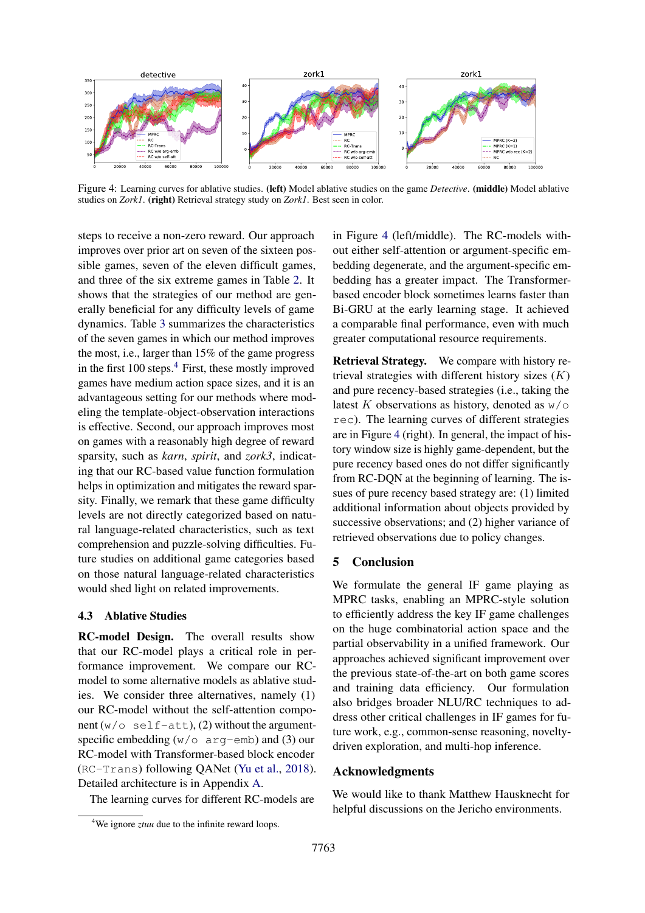Figure 4: Learning curves for ablative studies. **(left)** Model ablative studies on the game *Detective*. **(middle)** Model ablative studies on *Zork1*. **(right)** Retrieval strategy study on *Zork1*. Best seen in color.

steps to receive a non-zero reward. Our approach improves over prior art on seven of the sixteen possible games, seven of the eleven difficult games, and three of the six extreme games in Table 2. It shows that the strategies of our method are generally beneficial for any difficulty levels of game dynamics. Table 3 summarizes the characteristics of the seven games in which our method improves the most, i.e., larger than 15% of the game progress in the first 100 steps.[4] First, these mostly improved games have medium action space sizes, and it is an advantageous setting for our methods where modeling the template-object-observation interactions is effective. Second, our approach improves most on games with a reasonably high degree of reward sparsity, such as *karn*, *spirit*, and *zork3*, indicating that our RC-based value function formulation helps in optimization and mitigates the reward sparsity. Finally, we remark that these game difficulty levels are not directly categorized based on natural language-related characteristics, such as text comprehension and puzzle-solving difficulties. Future studies on additional game categories based on those natural language-related characteristics would shed light on related improvements.

### 4.3 Ablative Studies

**RC-model Design.** The overall results show that our RC-model plays a critical role in performance improvement. We compare our RC-model to some alternative models as ablative studies. We consider three alternatives, namely (1) our RC-model without the self-attention component (`w/o self-att`), (2) without the argument-specific embedding (`w/o arg-emb`) and (3) our RC-model with Transformer-based block encoder (`RC-Trans`) following QANet (Yu et al., 2018). Detailed architecture is in Appendix A.

The learning curves for different RC-models are in Figure 4 (left/middle). The RC-models without either self-attention or argument-specific embedding degenerate, and the argument-specific embedding has a greater impact. The Transformer-based encoder block sometimes learns faster than Bi-GRU at the early learning stage. It achieved a comparable final performance, even with much greater computational resource requirements.

**Retrieval Strategy.** We compare with history retrieval strategies with different history sizes ($K$) and pure recency-based strategies (i.e., taking the latest $K$ observations as history, denoted as `w/o rec`). The learning curves of different strategies are in Figure 4 (right). In general, the impact of history window size is highly game-dependent, but the pure recency based ones do not differ significantly from RC-DQN at the beginning of learning. The issues of pure recency based strategy are: (1) limited additional information about objects provided by successive observations; and (2) higher variance of retrieved observations due to policy changes.

## 5 Conclusion

We formulate the general IF game playing as MPRC tasks, enabling an MPRC-style solution to efficiently address the key IF game challenges on the huge combinatorial action space and the partial observability in a unified framework. Our approaches achieved significant improvement over the previous state-of-the-art on both game scores and training data efficiency. Our formulation also bridges broader NLU/RC techniques to address other critical challenges in IF games for future work, e.g., common-sense reasoning, novelty-driven exploration, and multi-hop inference.

## Acknowledgments

We would like to thank Matthew Hausknecht for helpful discussions on the Jericho environments.

[4] We ignore *ztuu* due to the infinite reward loops.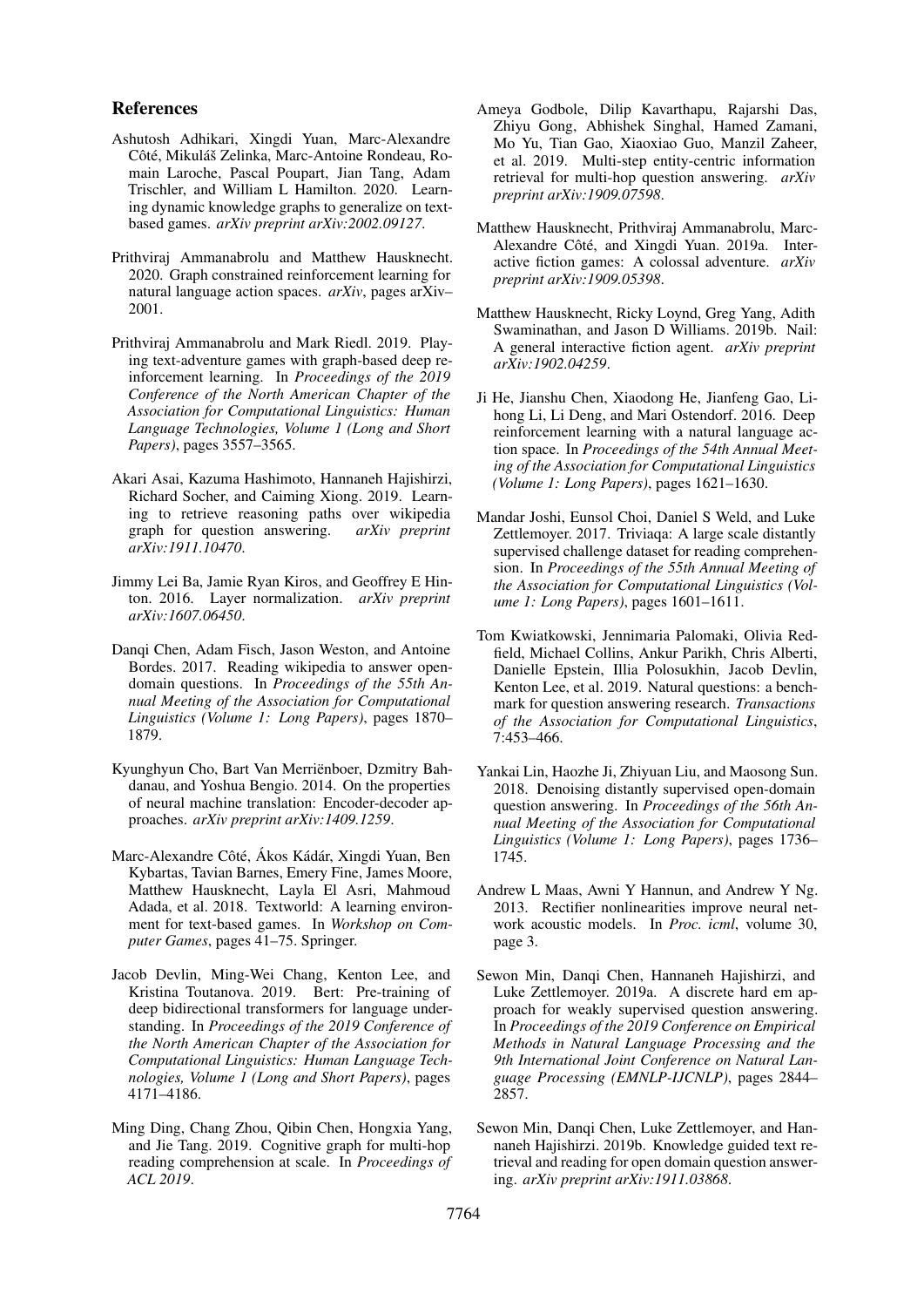## References

Ashutosh Adhikari, Xingdi Yuan, Marc-Alexandre Côté, Mikuláš Zelinka, Marc-Antoine Rondeau, Romain Laroche, Pascal Poupart, Jian Tang, Adam Trischler, and William L Hamilton. 2020. Learning dynamic knowledge graphs to generalize on text-based games. *arXiv preprint arXiv:2002.09127*.

Prithviraj Ammanabrolu and Matthew Hausknecht. 2020. Graph constrained reinforcement learning for natural language action spaces. *arXiv*, pages arXiv–2001.

Prithviraj Ammanabrolu and Mark Riedl. 2019. Playing text-adventure games with graph-based deep reinforcement learning. In *Proceedings of the 2019 Conference of the North American Chapter of the Association for Computational Linguistics: Human Language Technologies, Volume 1 (Long and Short Papers)*, pages 3557–3565.

Akari Asai, Kazuma Hashimoto, Hannaneh Hajishirzi, Richard Socher, and Caiming Xiong. 2019. Learning to retrieve reasoning paths over wikipedia graph for question answering. *arXiv preprint arXiv:1911.10470*.

Jimmy Lei Ba, Jamie Ryan Kiros, and Geoffrey E Hinton. 2016. Layer normalization. *arXiv preprint arXiv:1607.06450*.

Danqi Chen, Adam Fisch, Jason Weston, and Antoine Bordes. 2017. Reading wikipedia to answer open-domain questions. In *Proceedings of the 55th Annual Meeting of the Association for Computational Linguistics (Volume 1: Long Papers)*, pages 1870–1879.

Kyunghyun Cho, Bart Van Merriënboer, Dzmitry Bahdanau, and Yoshua Bengio. 2014. On the properties of neural machine translation: Encoder-decoder approaches. *arXiv preprint arXiv:1409.1259*.

Marc-Alexandre Côté, Ákos Kádár, Xingdi Yuan, Ben Kybartas, Tavian Barnes, Emery Fine, James Moore, Matthew Hausknecht, Layla El Asri, Mahmoud Adada, et al. 2018. Textworld: A learning environment for text-based games. In *Workshop on Computer Games*, pages 41–75. Springer.

Jacob Devlin, Ming-Wei Chang, Kenton Lee, and Kristina Toutanova. 2019. Bert: Pre-training of deep bidirectional transformers for language understanding. In *Proceedings of the 2019 Conference of the North American Chapter of the Association for Computational Linguistics: Human Language Technologies, Volume 1 (Long and Short Papers)*, pages 4171–4186.

Ming Ding, Chang Zhou, Qibin Chen, Hongxia Yang, and Jie Tang. 2019. Cognitive graph for multi-hop reading comprehension at scale. In *Proceedings of ACL 2019*.

Ameya Godbole, Dilip Kavarthapu, Rajarshi Das, Zhiyu Gong, Abhishek Singhal, Hamed Zamani, Mo Yu, Tian Gao, Xiaoxiao Guo, Manzil Zaheer, et al. 2019. Multi-step entity-centric information retrieval for multi-hop question answering. *arXiv preprint arXiv:1909.07598*.

Matthew Hausknecht, Prithviraj Ammanabrolu, Marc-Alexandre Côté, and Xingdi Yuan. 2019a. Interactive fiction games: A colossal adventure. *arXiv preprint arXiv:1909.05398*.

Matthew Hausknecht, Ricky Loynd, Greg Yang, Adith Swaminathan, and Jason D Williams. 2019b. Nail: A general interactive fiction agent. *arXiv preprint arXiv:1902.04259*.

Ji He, Jianshu Chen, Xiaodong He, Jianfeng Gao, Lihong Li, Li Deng, and Mari Ostendorf. 2016. Deep reinforcement learning with a natural language action space. In *Proceedings of the 54th Annual Meeting of the Association for Computational Linguistics (Volume 1: Long Papers)*, pages 1621–1630.

Mandar Joshi, Eunsol Choi, Daniel S Weld, and Luke Zettlemoyer. 2017. Triviaqa: A large scale distantly supervised challenge dataset for reading comprehension. In *Proceedings of the 55th Annual Meeting of the Association for Computational Linguistics (Volume 1: Long Papers)*, pages 1601–1611.

Tom Kwiatkowski, Jennimaria Palomaki, Olivia Redfield, Michael Collins, Ankur Parikh, Chris Alberti, Danielle Epstein, Illia Polosukhin, Jacob Devlin, Kenton Lee, et al. 2019. Natural questions: a benchmark for question answering research. *Transactions of the Association for Computational Linguistics*, 7:453–466.

Yankai Lin, Haozhe Ji, Zhiyuan Liu, and Maosong Sun. 2018. Denoising distantly supervised open-domain question answering. In *Proceedings of the 56th Annual Meeting of the Association for Computational Linguistics (Volume 1: Long Papers)*, pages 1736–1745.

Andrew L Maas, Awni Y Hannun, and Andrew Y Ng. 2013. Rectifier nonlinearities improve neural network acoustic models. In *Proc. icml*, volume 30, page 3.

Sewon Min, Danqi Chen, Hannaneh Hajishirzi, and Luke Zettlemoyer. 2019a. A discrete hard em approach for weakly supervised question answering. In *Proceedings of the 2019 Conference on Empirical Methods in Natural Language Processing and the 9th International Joint Conference on Natural Language Processing (EMNLP-IJCNLP)*, pages 2844–2857.

Sewon Min, Danqi Chen, Luke Zettlemoyer, and Hannaneh Hajishirzi. 2019b. Knowledge guided text retrieval and reading for open domain question answering. *arXiv preprint arXiv:1911.03868*.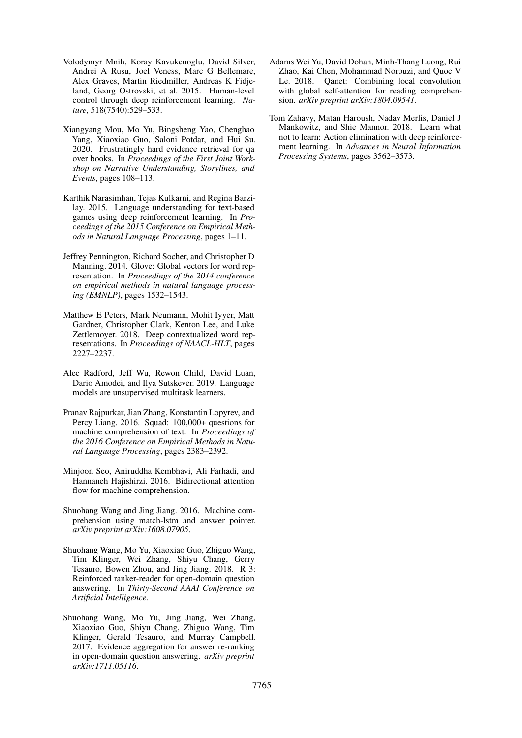Volodymyr Mnih, Koray Kavukcuoglu, David Silver, Andrei A Rusu, Joel Veness, Marc G Bellemare, Alex Graves, Martin Riedmiller, Andreas K Fidjeland, Georg Ostrovski, et al. 2015. Human-level control through deep reinforcement learning. *Nature*, 518(7540):529–533.

Xiangyang Mou, Mo Yu, Bingsheng Yao, Chenghao Yang, Xiaoxiao Guo, Saloni Potdar, and Hui Su. 2020. Frustratingly hard evidence retrieval for qa over books. In *Proceedings of the First Joint Workshop on Narrative Understanding, Storylines, and Events*, pages 108–113.

Karthik Narasimhan, Tejas Kulkarni, and Regina Barzilay. 2015. Language understanding for text-based games using deep reinforcement learning. In *Proceedings of the 2015 Conference on Empirical Methods in Natural Language Processing*, pages 1–11.

Jeffrey Pennington, Richard Socher, and Christopher D Manning. 2014. Glove: Global vectors for word representation. In *Proceedings of the 2014 conference on empirical methods in natural language processing (EMNLP)*, pages 1532–1543.

Matthew E Peters, Mark Neumann, Mohit Iyyer, Matt Gardner, Christopher Clark, Kenton Lee, and Luke Zettlemoyer. 2018. Deep contextualized word representations. In *Proceedings of NAACL-HLT*, pages 2227–2237.

Alec Radford, Jeff Wu, Rewon Child, David Luan, Dario Amodei, and Ilya Sutskever. 2019. Language models are unsupervised multitask learners.

Pranav Rajpurkar, Jian Zhang, Konstantin Lopyrev, and Percy Liang. 2016. Squad: 100,000+ questions for machine comprehension of text. In *Proceedings of the 2016 Conference on Empirical Methods in Natural Language Processing*, pages 2383–2392.

Minjoon Seo, Aniruddha Kembhavi, Ali Farhadi, and Hannaneh Hajishirzi. 2016. Bidirectional attention flow for machine comprehension.

Shuohang Wang and Jing Jiang. 2016. Machine comprehension using match-lstm and answer pointer. *arXiv preprint arXiv:1608.07905*.

Shuohang Wang, Mo Yu, Xiaoxiao Guo, Zhiguo Wang, Tim Klinger, Wei Zhang, Shiyu Chang, Gerry Tesauro, Bowen Zhou, and Jing Jiang. 2018. R 3: Reinforced ranker-reader for open-domain question answering. In *Thirty-Second AAAI Conference on Artificial Intelligence*.

Shuohang Wang, Mo Yu, Jing Jiang, Wei Zhang, Xiaoxiao Guo, Shiyu Chang, Zhiguo Wang, Tim Klinger, Gerald Tesauro, and Murray Campbell. 2017. Evidence aggregation for answer re-ranking in open-domain question answering. *arXiv preprint arXiv:1711.05116*.

Adams Wei Yu, David Dohan, Minh-Thang Luong, Rui Zhao, Kai Chen, Mohammad Norouzi, and Quoc V Le. 2018. Qanet: Combining local convolution with global self-attention for reading comprehension. *arXiv preprint arXiv:1804.09541*.

Tom Zahavy, Matan Haroush, Nadav Merlis, Daniel J Mankowitz, and Shie Mannor. 2018. Learn what not to learn: Action elimination with deep reinforcement learning. In *Advances in Neural Information Processing Systems*, pages 3562–3573.